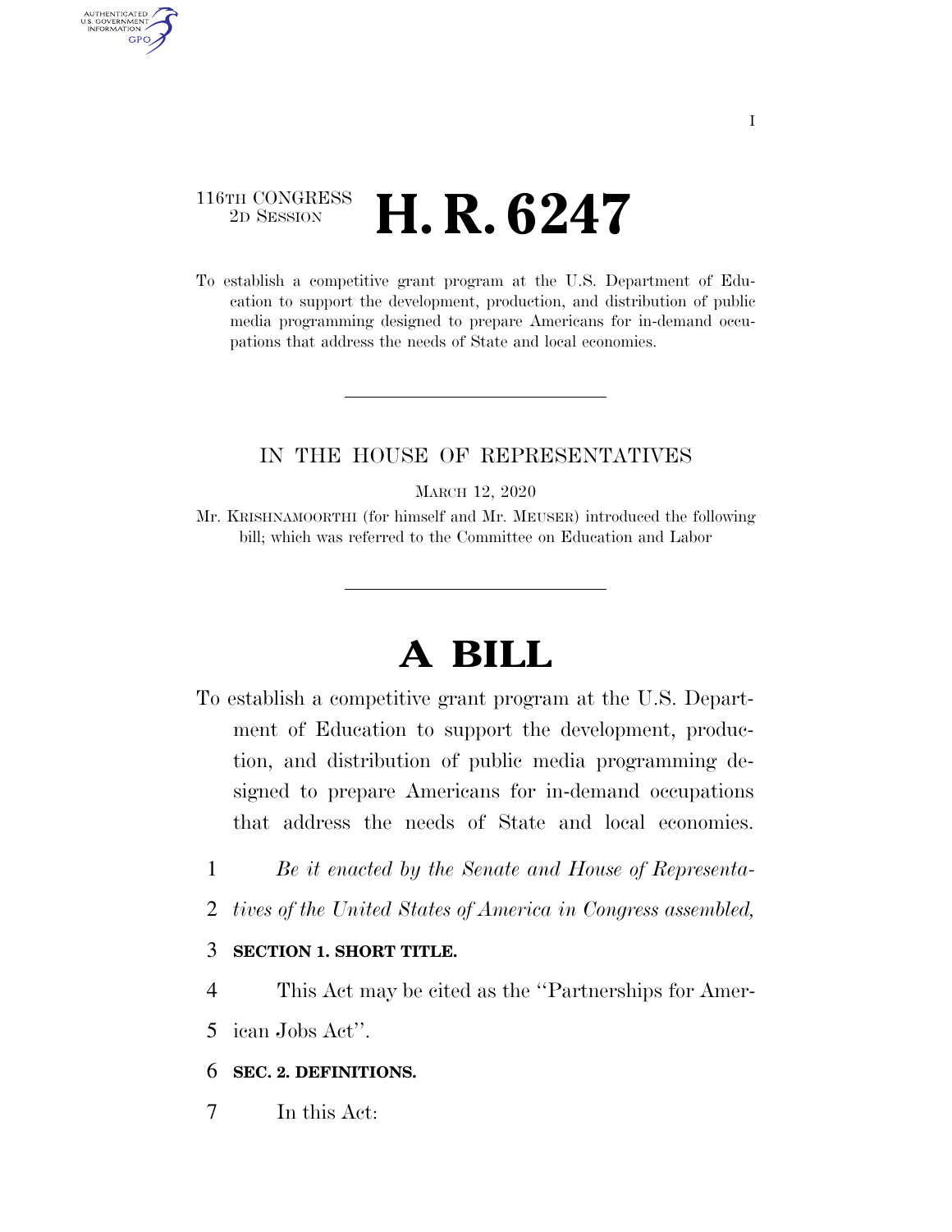116TH CONGRESS
2D SESSION

# H. R. 6247

To establish a competitive grant program at the U.S. Department of Education to support the development, production, and distribution of public media programming designed to prepare Americans for in-demand occupations that address the needs of State and local economies.

IN THE HOUSE OF REPRESENTATIVES

MARCH 12, 2020

Mr. KRISHNAMOORTHI (for himself and Mr. MEUSER) introduced the following bill; which was referred to the Committee on Education and Labor

# A BILL

To establish a competitive grant program at the U.S. Department of Education to support the development, production, and distribution of public media programming designed to prepare Americans for in-demand occupations that address the needs of State and local economies.

*Be it enacted by the Senate and House of Representatives of the United States of America in Congress assembled,*

**SECTION 1. SHORT TITLE.**

This Act may be cited as the ''Partnerships for American Jobs Act''.

**SEC. 2. DEFINITIONS.**

In this Act: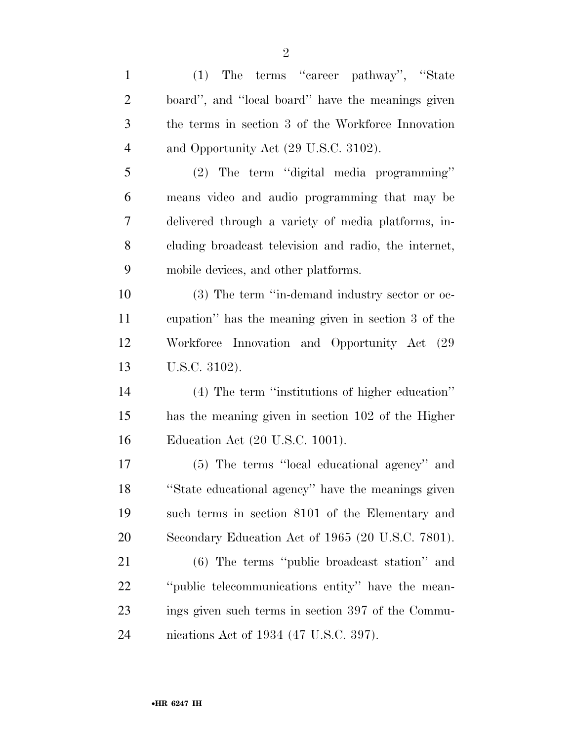(1) The terms ''career pathway'', ''State board'', and ''local board'' have the meanings given the terms in section 3 of the Workforce Innovation and Opportunity Act (29 U.S.C. 3102).

(2) The term ''digital media programming'' means video and audio programming that may be delivered through a variety of media platforms, including broadcast television and radio, the internet, mobile devices, and other platforms.

(3) The term ''in-demand industry sector or occupation'' has the meaning given in section 3 of the Workforce Innovation and Opportunity Act (29 U.S.C. 3102).

(4) The term ''institutions of higher education'' has the meaning given in section 102 of the Higher Education Act (20 U.S.C. 1001).

(5) The terms ''local educational agency'' and ''State educational agency'' have the meanings given such terms in section 8101 of the Elementary and Secondary Education Act of 1965 (20 U.S.C. 7801).

(6) The terms ''public broadcast station'' and ''public telecommunications entity'' have the meanings given such terms in section 397 of the Communications Act of 1934 (47 U.S.C. 397).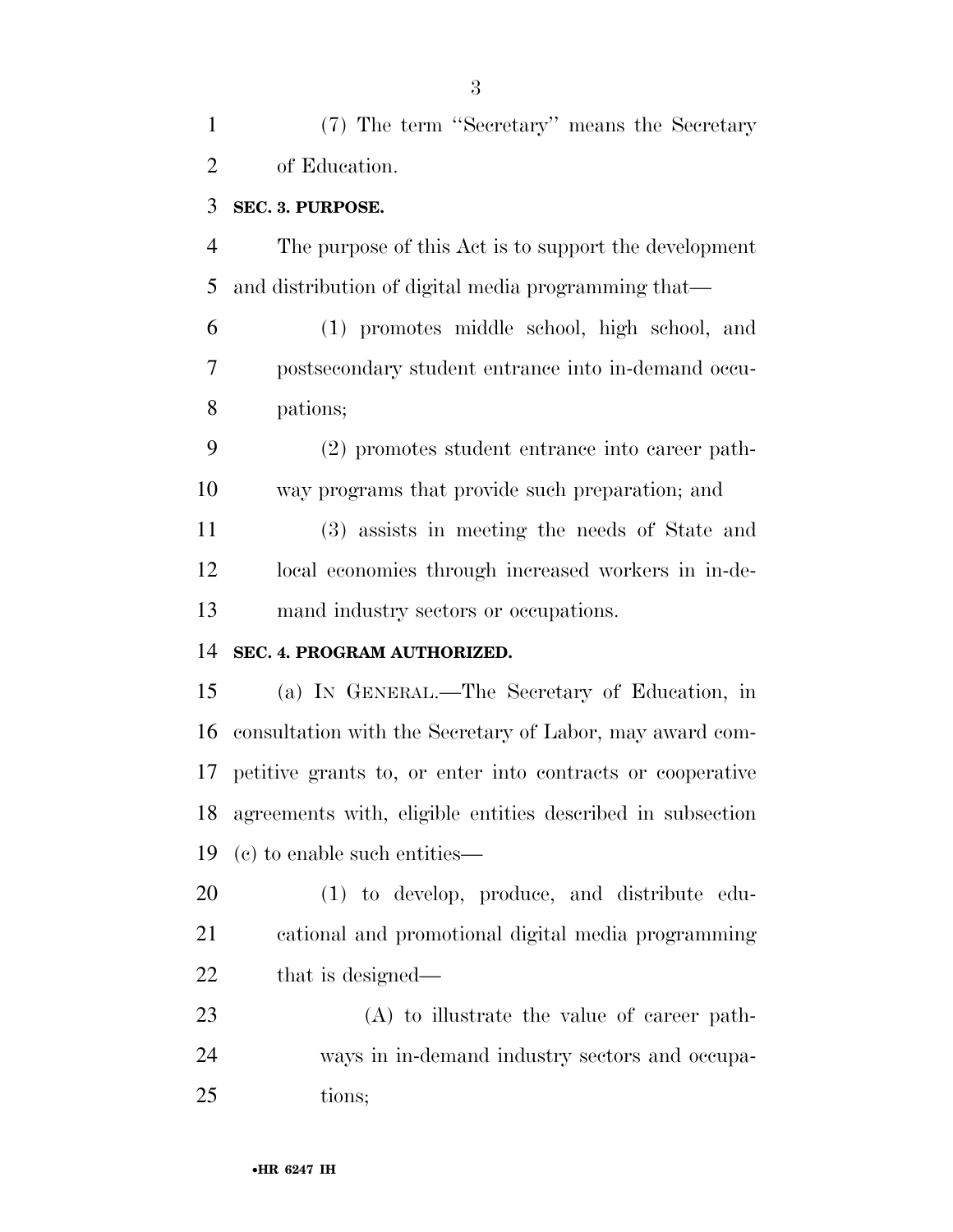(7) The term ''Secretary'' means the Secretary of Education.

**SEC. 3. PURPOSE.**

The purpose of this Act is to support the development and distribution of digital media programming that—

(1) promotes middle school, high school, and postsecondary student entrance into in-demand occupations;

(2) promotes student entrance into career pathway programs that provide such preparation; and

(3) assists in meeting the needs of State and local economies through increased workers in in-demand industry sectors or occupations.

**SEC. 4. PROGRAM AUTHORIZED.**

(a) IN GENERAL.—The Secretary of Education, in consultation with the Secretary of Labor, may award competitive grants to, or enter into contracts or cooperative agreements with, eligible entities described in subsection (c) to enable such entities—

(1) to develop, produce, and distribute educational and promotional digital media programming that is designed—

(A) to illustrate the value of career pathways in in-demand industry sectors and occupations;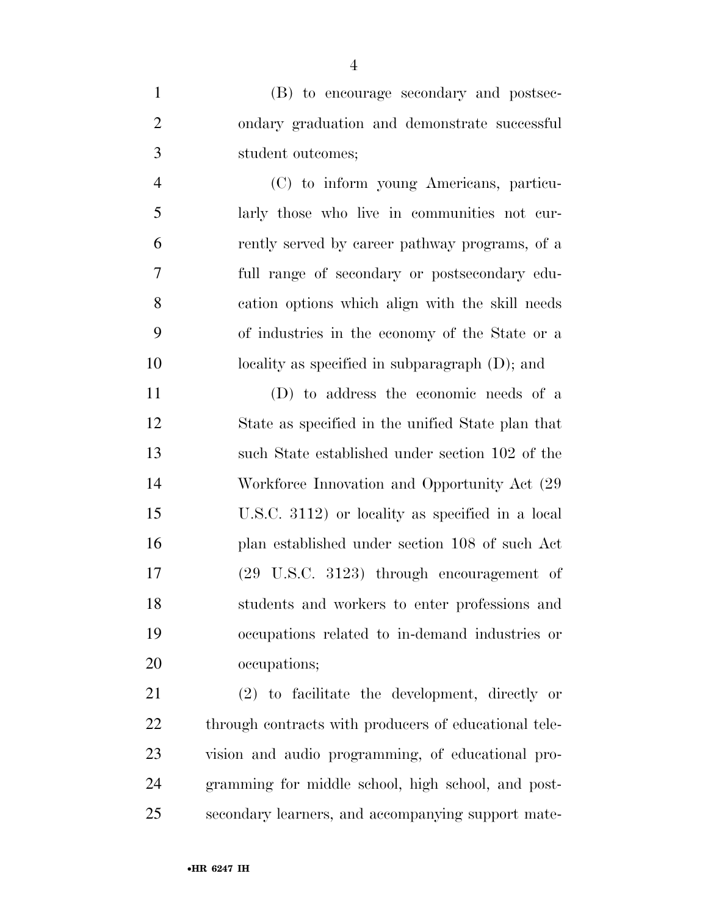(B) to encourage secondary and postsecondary graduation and demonstrate successful student outcomes;

(C) to inform young Americans, particularly those who live in communities not currently served by career pathway programs, of a full range of secondary or postsecondary education options which align with the skill needs of industries in the economy of the State or a locality as specified in subparagraph (D); and

(D) to address the economic needs of a State as specified in the unified State plan that such State established under section 102 of the Workforce Innovation and Opportunity Act (29 U.S.C. 3112) or locality as specified in a local plan established under section 108 of such Act (29 U.S.C. 3123) through encouragement of students and workers to enter professions and occupations related to in-demand industries or occupations;

(2) to facilitate the development, directly or through contracts with producers of educational television and audio programming, of educational programming for middle school, high school, and postsecondary learners, and accompanying support mate-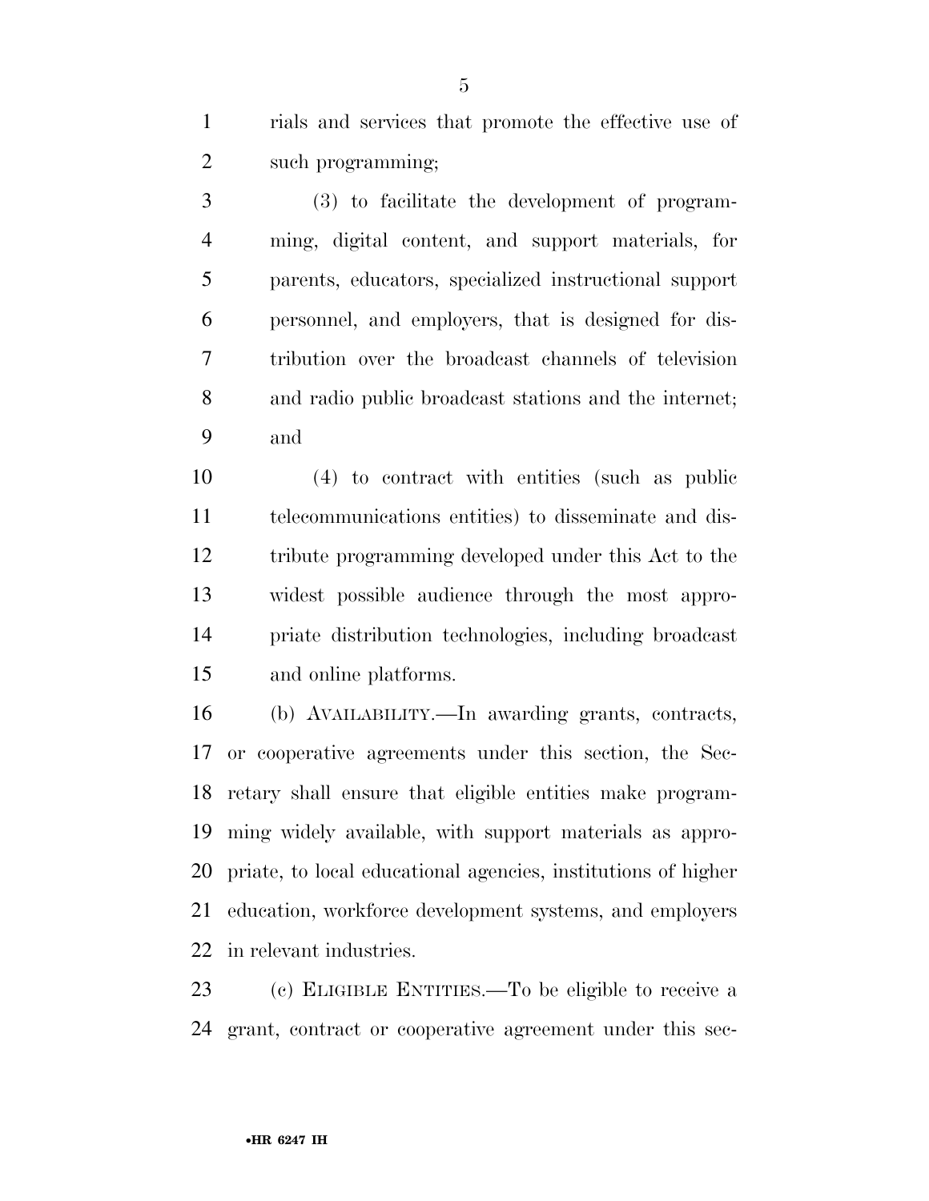rials and services that promote the effective use of such programming;

(3) to facilitate the development of programming, digital content, and support materials, for parents, educators, specialized instructional support personnel, and employers, that is designed for distribution over the broadcast channels of television and radio public broadcast stations and the internet; and

(4) to contract with entities (such as public telecommunications entities) to disseminate and distribute programming developed under this Act to the widest possible audience through the most appropriate distribution technologies, including broadcast and online platforms.

(b) AVAILABILITY.—In awarding grants, contracts, or cooperative agreements under this section, the Secretary shall ensure that eligible entities make programming widely available, with support materials as appropriate, to local educational agencies, institutions of higher education, workforce development systems, and employers in relevant industries.

(c) ELIGIBLE ENTITIES.—To be eligible to receive a grant, contract or cooperative agreement under this sec-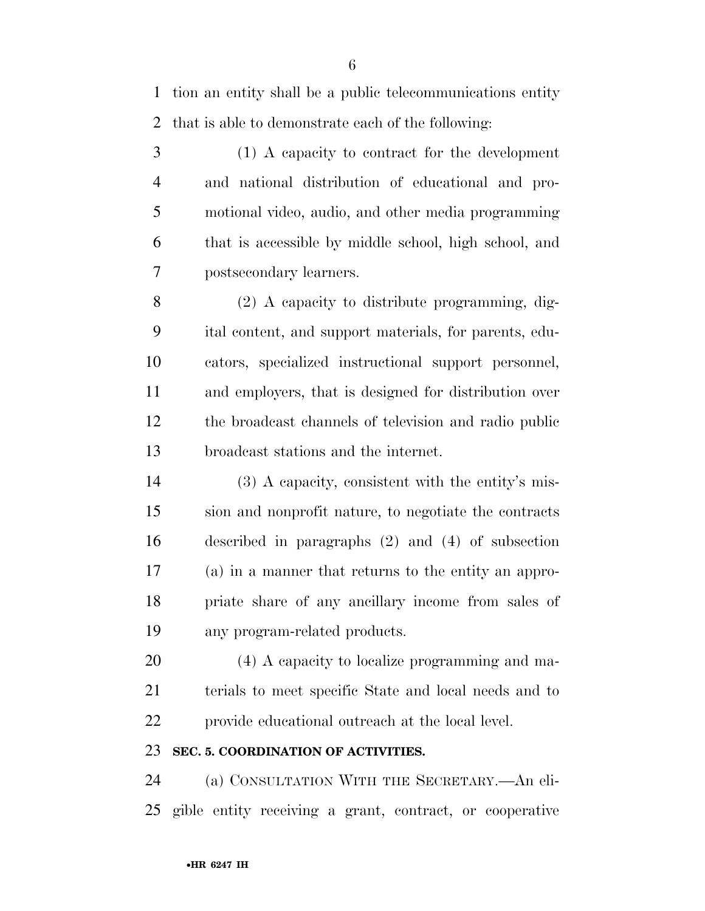tion an entity shall be a public telecommunications entity that is able to demonstrate each of the following:

(1) A capacity to contract for the development and national distribution of educational and promotional video, audio, and other media programming that is accessible by middle school, high school, and postsecondary learners.

(2) A capacity to distribute programming, digital content, and support materials, for parents, educators, specialized instructional support personnel, and employers, that is designed for distribution over the broadcast channels of television and radio public broadcast stations and the internet.

(3) A capacity, consistent with the entity's mission and nonprofit nature, to negotiate the contracts described in paragraphs (2) and (4) of subsection (a) in a manner that returns to the entity an appropriate share of any ancillary income from sales of any program-related products.

(4) A capacity to localize programming and materials to meet specific State and local needs and to provide educational outreach at the local level.

**SEC. 5. COORDINATION OF ACTIVITIES.**

(a) CONSULTATION WITH THE SECRETARY.—An eligible entity receiving a grant, contract, or cooperative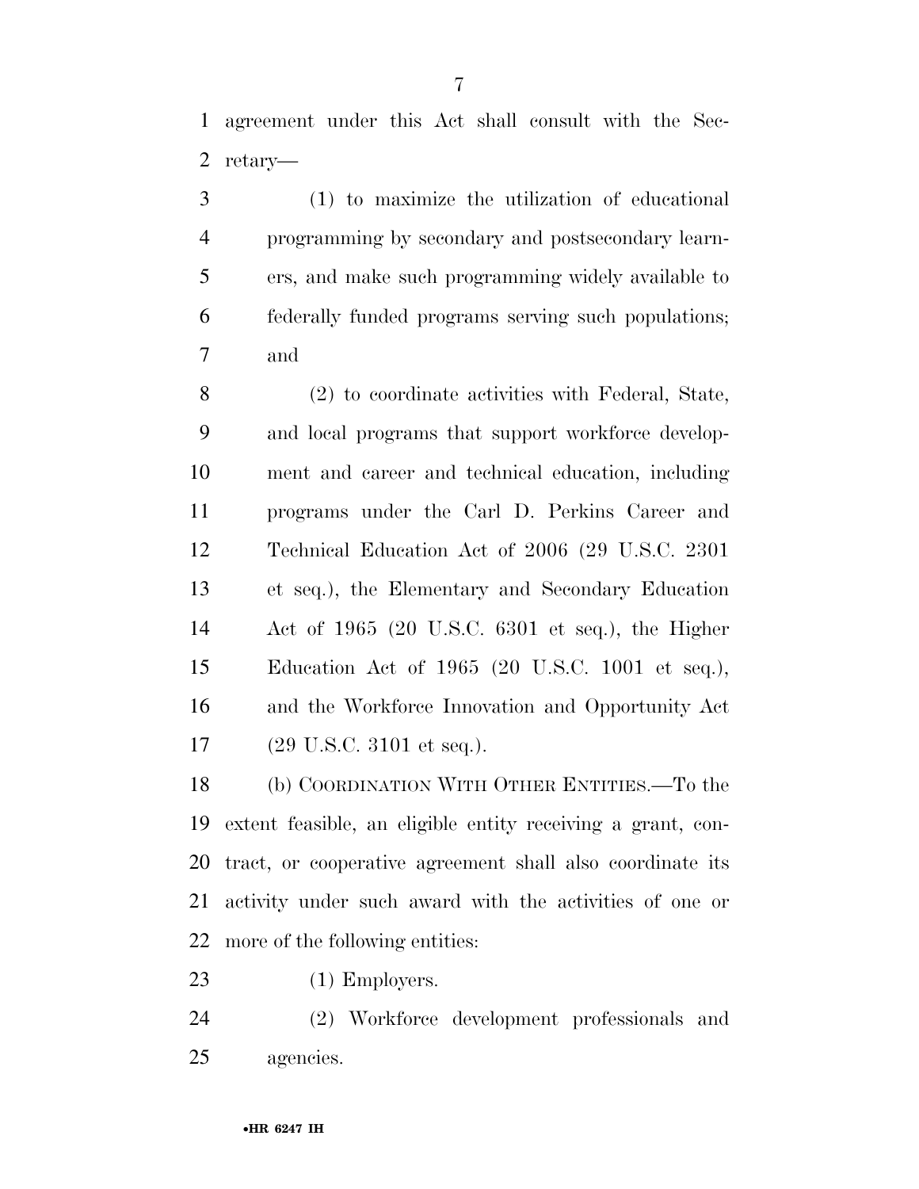agreement under this Act shall consult with the Secretary—

(1) to maximize the utilization of educational programming by secondary and postsecondary learners, and make such programming widely available to federally funded programs serving such populations; and

(2) to coordinate activities with Federal, State, and local programs that support workforce development and career and technical education, including programs under the Carl D. Perkins Career and Technical Education Act of 2006 (29 U.S.C. 2301 et seq.), the Elementary and Secondary Education Act of 1965 (20 U.S.C. 6301 et seq.), the Higher Education Act of 1965 (20 U.S.C. 1001 et seq.), and the Workforce Innovation and Opportunity Act (29 U.S.C. 3101 et seq.).

(b) COORDINATION WITH OTHER ENTITIES.—To the extent feasible, an eligible entity receiving a grant, contract, or cooperative agreement shall also coordinate its activity under such award with the activities of one or more of the following entities:

(1) Employers.

(2) Workforce development professionals and agencies.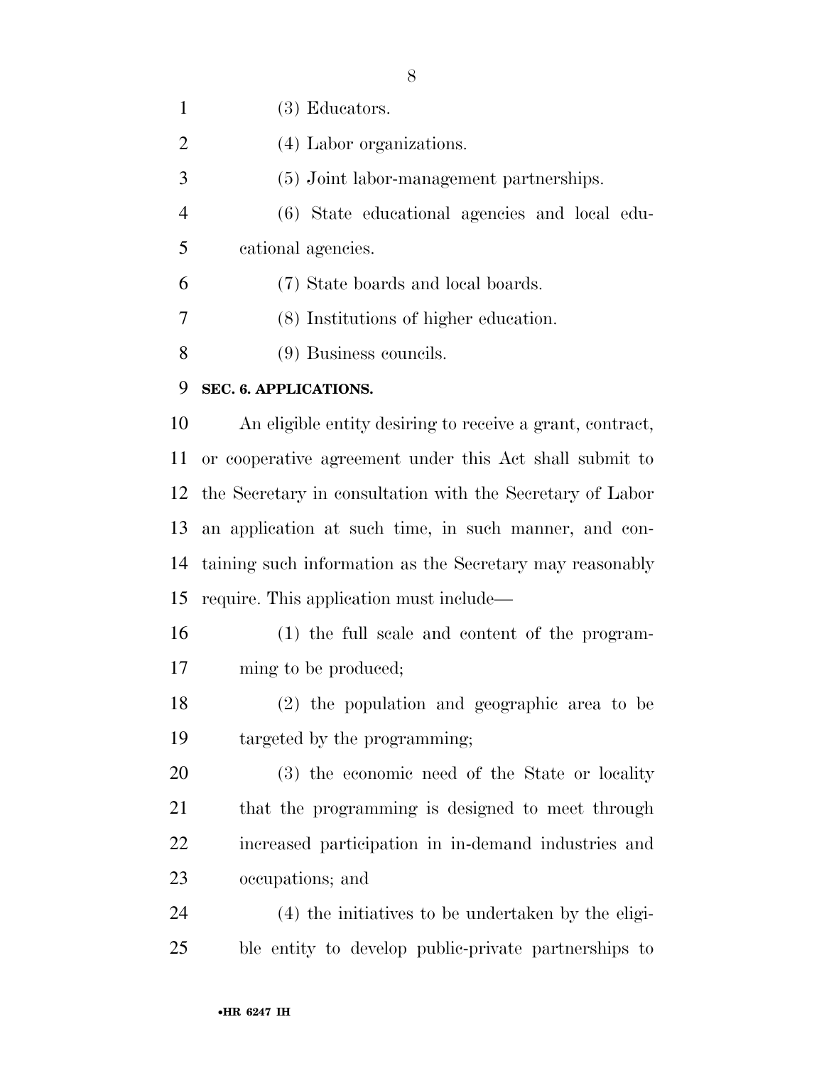(3) Educators.

(4) Labor organizations.

(5) Joint labor-management partnerships.

(6) State educational agencies and local educational agencies.

(7) State boards and local boards.

(8) Institutions of higher education.

(9) Business councils.

**SEC. 6. APPLICATIONS.**

An eligible entity desiring to receive a grant, contract, or cooperative agreement under this Act shall submit to the Secretary in consultation with the Secretary of Labor an application at such time, in such manner, and containing such information as the Secretary may reasonably require. This application must include—

(1) the full scale and content of the programming to be produced;

(2) the population and geographic area to be targeted by the programming;

(3) the economic need of the State or locality that the programming is designed to meet through increased participation in in-demand industries and occupations; and

(4) the initiatives to be undertaken by the eligible entity to develop public-private partnerships to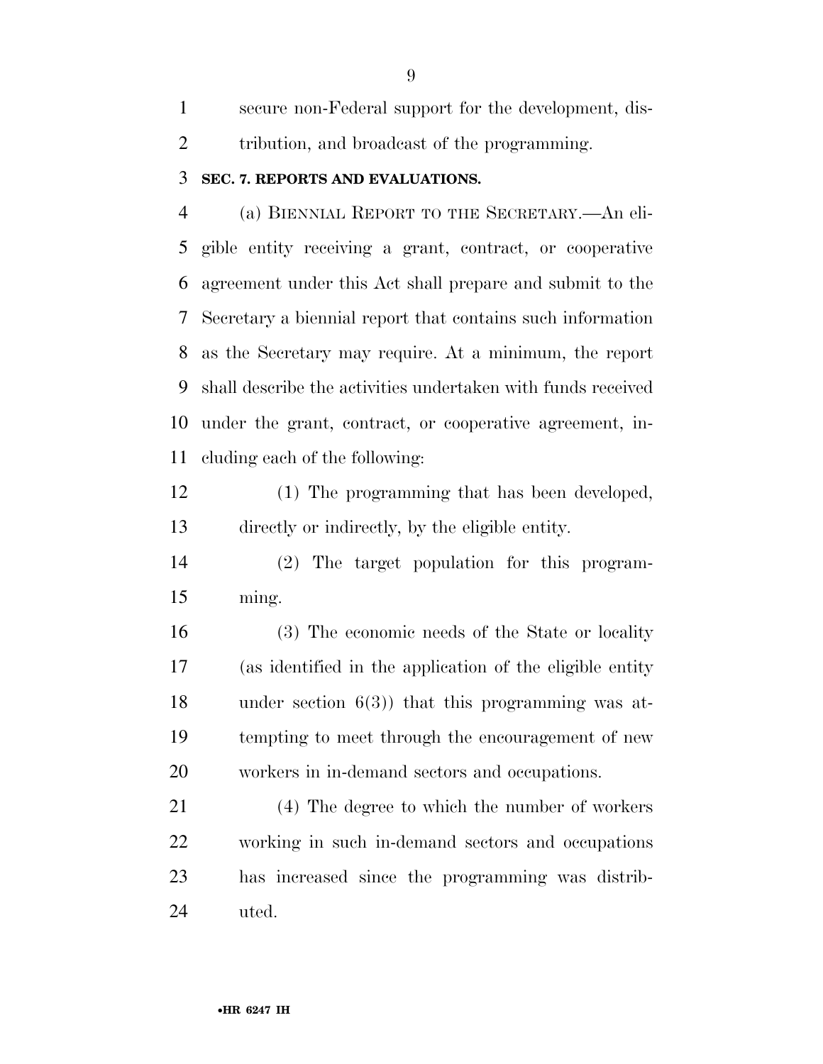secure non-Federal support for the development, distribution, and broadcast of the programming.

### SEC. 7. REPORTS AND EVALUATIONS.

(a) BIENNIAL REPORT TO THE SECRETARY.—An eligible entity receiving a grant, contract, or cooperative agreement under this Act shall prepare and submit to the Secretary a biennial report that contains such information as the Secretary may require. At a minimum, the report shall describe the activities undertaken with funds received under the grant, contract, or cooperative agreement, including each of the following:

(1) The programming that has been developed, directly or indirectly, by the eligible entity.

(2) The target population for this programming.

(3) The economic needs of the State or locality (as identified in the application of the eligible entity under section 6(3)) that this programming was attempting to meet through the encouragement of new workers in in-demand sectors and occupations.

(4) The degree to which the number of workers working in such in-demand sectors and occupations has increased since the programming was distributed.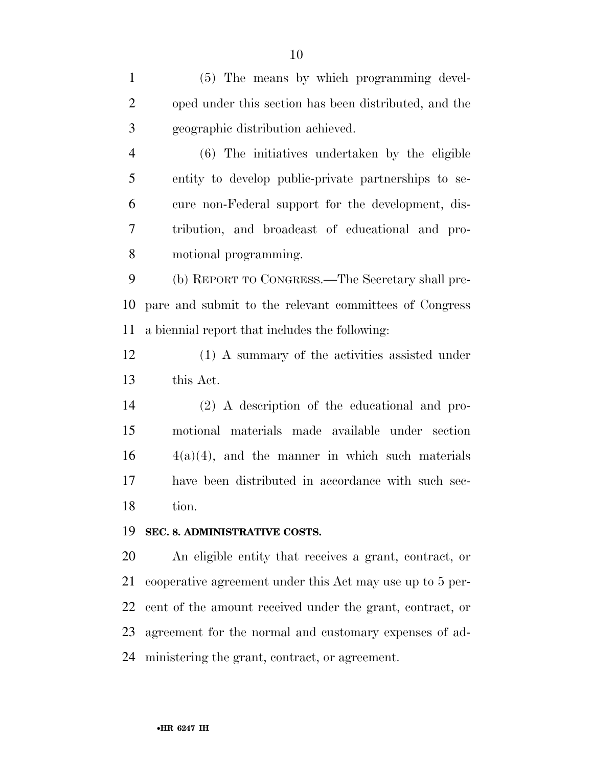(5) The means by which programming developed under this section has been distributed, and the geographic distribution achieved.

(6) The initiatives undertaken by the eligible entity to develop public-private partnerships to secure non-Federal support for the development, distribution, and broadcast of educational and promotional programming.

(b) REPORT TO CONGRESS.—The Secretary shall prepare and submit to the relevant committees of Congress a biennial report that includes the following:

(1) A summary of the activities assisted under this Act.

(2) A description of the educational and promotional materials made available under section 4(a)(4), and the manner in which such materials have been distributed in accordance with such section.

**SEC. 8. ADMINISTRATIVE COSTS.**

An eligible entity that receives a grant, contract, or cooperative agreement under this Act may use up to 5 percent of the amount received under the grant, contract, or agreement for the normal and customary expenses of administering the grant, contract, or agreement.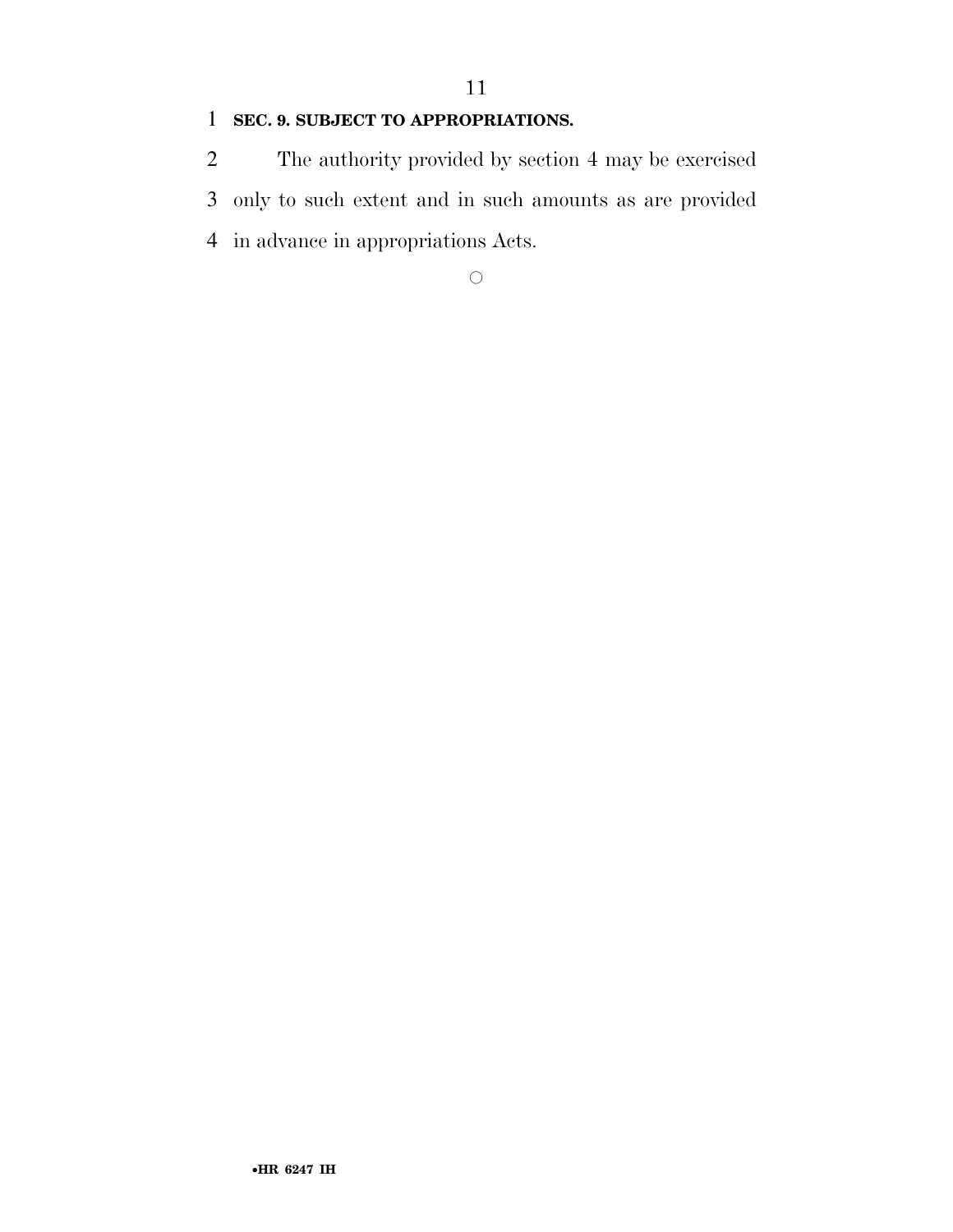**SEC. 9. SUBJECT TO APPROPRIATIONS.**

The authority provided by section 4 may be exercised only to such extent and in such amounts as are provided in advance in appropriations Acts.